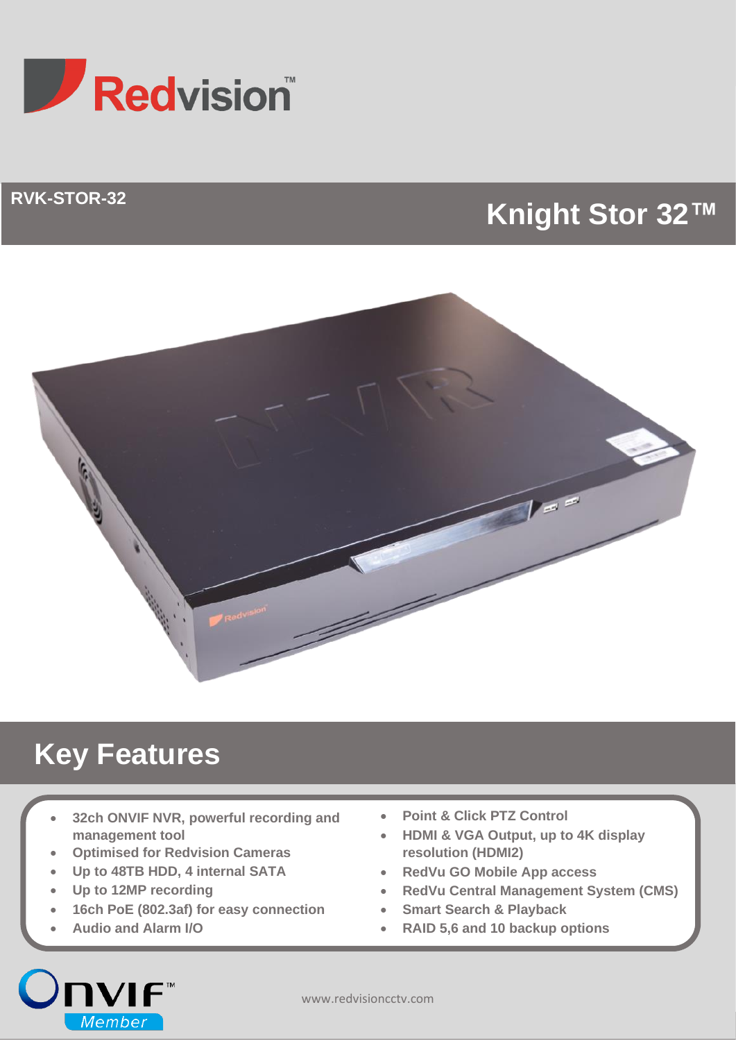Redvision™

RVK-STOR-32

# Knight Stor 32™

## Key Features

- 32ch ONVIF NVR, powerful recording and management tool
- Optimised for Redvision Cameras
- Up to 48TB HDD, 4 internal SATA
- Up to 12MP recording
- 16ch PoE (802.3af) for easy connection
- Audio and Alarm I/O
- Point & Click PTZ Control
- HDMI & VGA Output, up to 4K display resolution (HDMI2)
- RedVu GO Mobile App access
- RedVu Central Management System (CMS)
- Smart Search & Playback
- RAID 5,6 and 10 backup options

ONVIF™ Member

www.redvisioncctv.com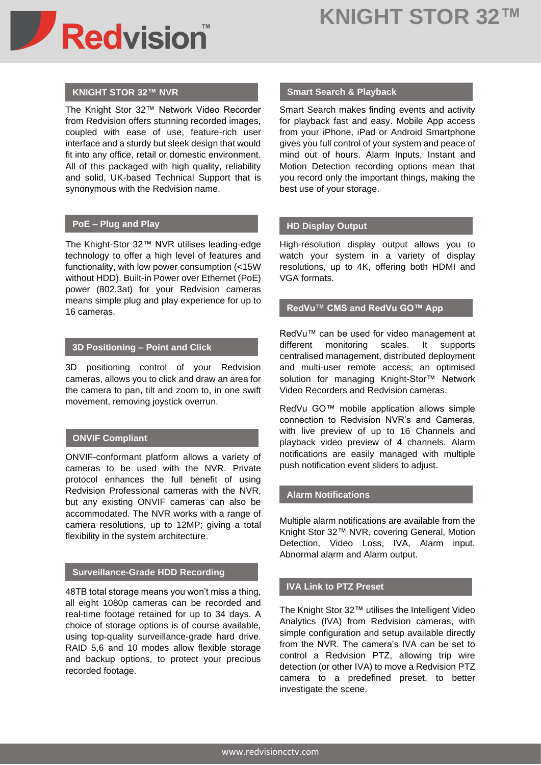## KNIGHT STOR 32™ NVR

The Knight Stor 32™ Network Video Recorder from Redvision offers stunning recorded images, coupled with ease of use, feature-rich user interface and a sturdy but sleek design that would fit into any office, retail or domestic environment. All of this packaged with high quality, reliability and solid, UK-based Technical Support that is synonymous with the Redvision name.

## PoE – Plug and Play

The Knight-Stor 32™ NVR utilises leading-edge technology to offer a high level of features and functionality, with low power consumption (<15W without HDD). Built-in Power over Ethernet (PoE) power (802.3at) for your Redvision cameras means simple plug and play experience for up to 16 cameras.

## 3D Positioning – Point and Click

3D positioning control of your Redvision cameras, allows you to click and draw an area for the camera to pan, tilt and zoom to, in one swift movement, removing joystick overrun.

## ONVIF Compliant

ONVIF-conformant platform allows a variety of cameras to be used with the NVR. Private protocol enhances the full benefit of using Redvision Professional cameras with the NVR, but any existing ONVIF cameras can also be accommodated. The NVR works with a range of camera resolutions, up to 12MP; giving a total flexibility in the system architecture.

## Surveillance-Grade HDD Recording

48TB total storage means you won't miss a thing, all eight 1080p cameras can be recorded and real-time footage retained for up to 34 days. A choice of storage options is of course available, using top-quality surveillance-grade hard drive. RAID 5,6 and 10 modes allow flexible storage and backup options, to protect your precious recorded footage.

## Smart Search & Playback

Smart Search makes finding events and activity for playback fast and easy. Mobile App access from your iPhone, iPad or Android Smartphone gives you full control of your system and peace of mind out of hours. Alarm Inputs, Instant and Motion Detection recording options mean that you record only the important things, making the best use of your storage.

## HD Display Output

High-resolution display output allows you to watch your system in a variety of display resolutions, up to 4K, offering both HDMI and VGA formats.

## RedVu™ CMS and RedVu GO™ App

RedVu™ can be used for video management at different monitoring scales. It supports centralised management, distributed deployment and multi-user remote access; an optimised solution for managing Knight-Stor™ Network Video Recorders and Redvision cameras.

RedVu GO™ mobile application allows simple connection to Redvision NVR's and Cameras, with live preview of up to 16 Channels and playback video preview of 4 channels. Alarm notifications are easily managed with multiple push notification event sliders to adjust.

## Alarm Notifications

Multiple alarm notifications are available from the Knight Stor 32™ NVR, covering General, Motion Detection, Video Loss, IVA, Alarm input, Abnormal alarm and Alarm output.

## IVA Link to PTZ Preset

The Knight Stor 32™ utilises the Intelligent Video Analytics (IVA) from Redvision cameras, with simple configuration and setup available directly from the NVR. The camera's IVA can be set to control a Redvision PTZ, allowing trip wire detection (or other IVA) to move a Redvision PTZ camera to a predefined preset, to better investigate the scene.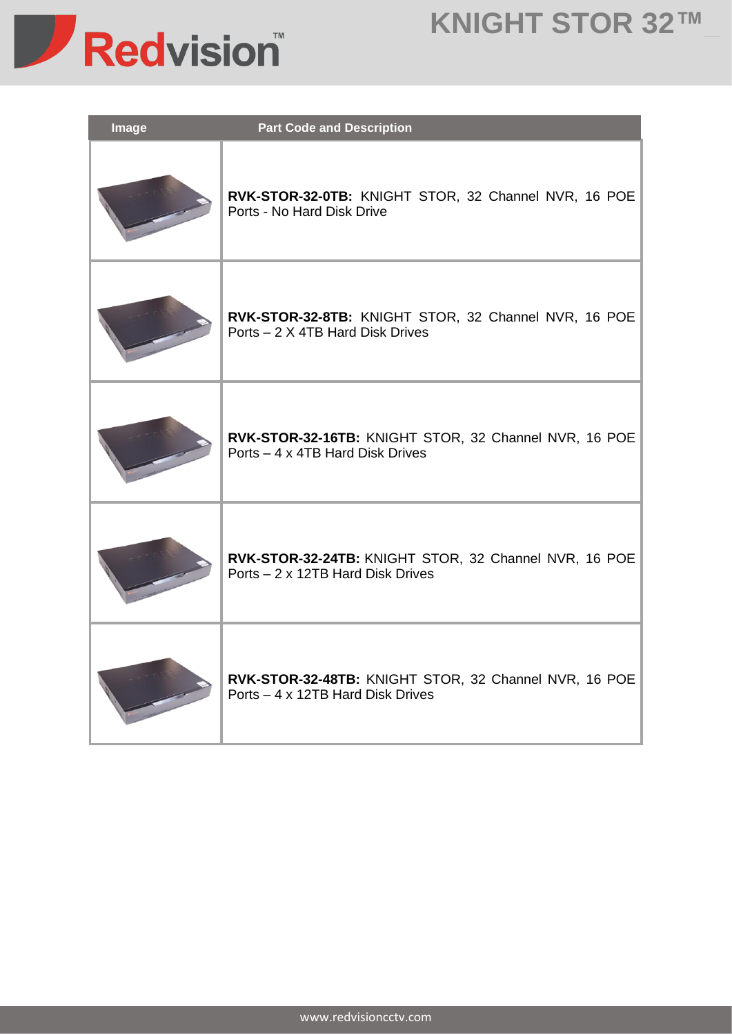| Image | Part Code and Description |
| --- | --- |
| | **RVK-STOR-32-0TB:** KNIGHT STOR, 32 Channel NVR, 16 POE Ports - No Hard Disk Drive |
| | **RVK-STOR-32-8TB:** KNIGHT STOR, 32 Channel NVR, 16 POE Ports – 2 X 4TB Hard Disk Drives |
| | **RVK-STOR-32-16TB:** KNIGHT STOR, 32 Channel NVR, 16 POE Ports – 4 x 4TB Hard Disk Drives |
| | **RVK-STOR-32-24TB:** KNIGHT STOR, 32 Channel NVR, 16 POE Ports – 2 x 12TB Hard Disk Drives |
| | **RVK-STOR-32-48TB:** KNIGHT STOR, 32 Channel NVR, 16 POE Ports – 4 x 12TB Hard Disk Drives |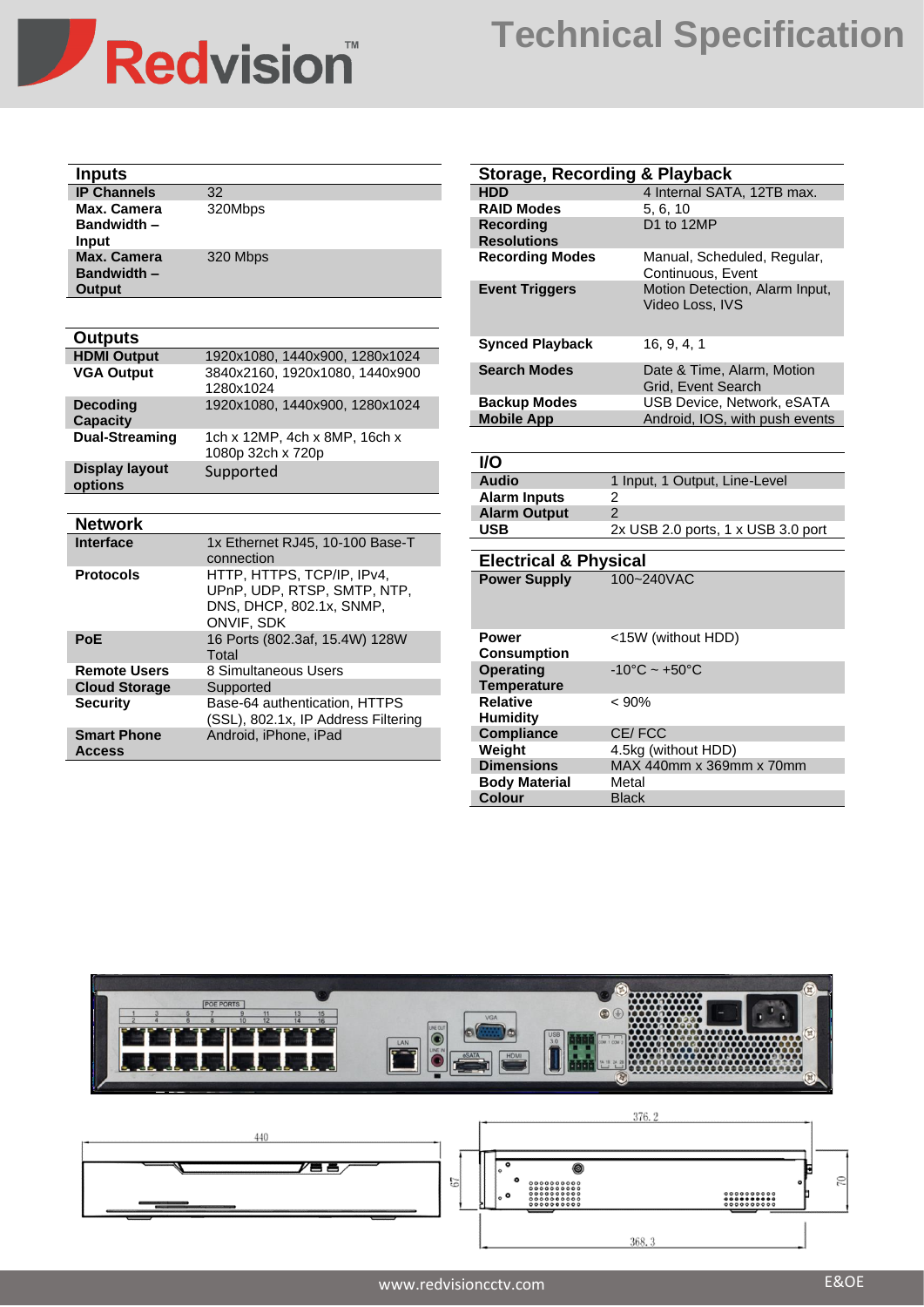# Technical Specification

## Inputs

| | |
|---|---|
| IP Channels | 32 |
| Max. Camera Bandwidth – Input | 320Mbps |
| Max. Camera Bandwidth – Output | 320 Mbps |

## Outputs

| | |
|---|---|
| HDMI Output | 1920x1080, 1440x900, 1280x1024 |
| VGA Output | 3840x2160, 1920x1080, 1440x900 1280x1024 |
| Decoding Capacity | 1920x1080, 1440x900, 1280x1024 |
| Dual-Streaming | 1ch x 12MP, 4ch x 8MP, 16ch x 1080p 32ch x 720p |
| Display layout options | Supported |

## Network

| | |
|---|---|
| Interface | 1x Ethernet RJ45, 10-100 Base-T connection |
| Protocols | HTTP, HTTPS, TCP/IP, IPv4, UPnP, UDP, RTSP, SMTP, NTP, DNS, DHCP, 802.1x, SNMP, ONVIF, SDK |
| PoE | 16 Ports (802.3af, 15.4W) 128W Total |
| Remote Users | 8 Simultaneous Users |
| Cloud Storage | Supported |
| Security | Base-64 authentication, HTTPS (SSL), 802.1x, IP Address Filtering |
| Smart Phone Access | Android, iPhone, iPad |

## Storage, Recording & Playback

| | |
|---|---|
| HDD | 4 Internal SATA, 12TB max. |
| RAID Modes | 5, 6, 10 |
| Recording Resolutions | D1 to 12MP |
| Recording Modes | Manual, Scheduled, Regular, Continuous, Event |
| Event Triggers | Motion Detection, Alarm Input, Video Loss, IVS |
| Synced Playback | 16, 9, 4, 1 |
| Search Modes | Date & Time, Alarm, Motion Grid, Event Search |
| Backup Modes | USB Device, Network, eSATA |
| Mobile App | Android, IOS, with push events |

## I/O

| | |
|---|---|
| Audio | 1 Input, 1 Output, Line-Level |
| Alarm Inputs | 2 |
| Alarm Output | 2 |
| USB | 2x USB 2.0 ports, 1 x USB 3.0 port |

## Electrical & Physical

| | |
|---|---|
| Power Supply | 100~240VAC |
| Power Consumption | <15W (without HDD) |
| Operating Temperature | -10°C ~ +50°C |
| Relative Humidity | < 90% |
| Compliance | CE/ FCC |
| Weight | 4.5kg (without HDD) |
| Dimensions | MAX 440mm x 369mm x 70mm |
| Body Material | Metal |
| Colour | Black |

440

376.2

67

70

368.3

www.redvisioncctv.com

E&OE